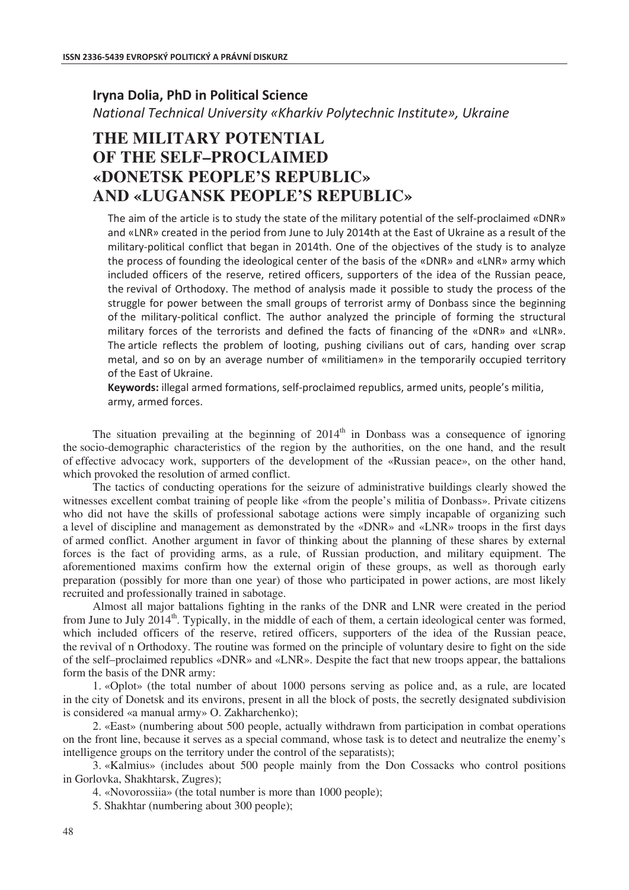**Iryna Dolia, PhD in Political Science**

*National Technical University «Kharkiv Polytechnic Institute», Ukraine*

# THE MILITARY POTENTIAL OF THE SELF–PROCLAIMED «DONETSK PEOPLE'S REPUBLIC» AND «LUGANSK PEOPLE'S REPUBLIC»

The aim of the article is to study the state of the military potential of the self-proclaimed «DNR» and «LNR» created in the period from June to July 2014th at the East of Ukraine as a result of the military-political conflict that began in 2014th. One of the objectives of the study is to analyze the process of founding the ideological center of the basis of the «DNR» and «LNR» army which included officers of the reserve, retired officers, supporters of the idea of the Russian peace, the revival of Orthodoxy. The method of analysis made it possible to study the process of the struggle for power between the small groups of terrorist army of Donbass since the beginning of the military-political conflict. The author analyzed the principle of forming the structural military forces of the terrorists and defined the facts of financing of the «DNR» and «LNR». The article reflects the problem of looting, pushing civilians out of cars, handing over scrap metal, and so on by an average number of «militiamen» in the temporarily occupied territory of the East of Ukraine.

**Keywords:** illegal armed formations, self-proclaimed republics, armed units, people's militia, army, armed forces.

The situation prevailing at the beginning of 2014[th] in Donbass was a consequence of ignoring the socio-demographic characteristics of the region by the authorities, on the one hand, and the result of effective advocacy work, supporters of the development of the «Russian peace», on the other hand, which provoked the resolution of armed conflict.

The tactics of conducting operations for the seizure of administrative buildings clearly showed the witnesses excellent combat training of people like «from the people's militia of Donbass». Private citizens who did not have the skills of professional sabotage actions were simply incapable of organizing such a level of discipline and management as demonstrated by the «DNR» and «LNR» troops in the first days of armed conflict. Another argument in favor of thinking about the planning of these shares by external forces is the fact of providing arms, as a rule, of Russian production, and military equipment. The aforementioned maxims confirm how the external origin of these groups, as well as thorough early preparation (possibly for more than one year) of those who participated in power actions, are most likely recruited and professionally trained in sabotage.

Almost all major battalions fighting in the ranks of the DNR and LNR were created in the period from June to July 2014[th]. Typically, in the middle of each of them, a certain ideological center was formed, which included officers of the reserve, retired officers, supporters of the idea of the Russian peace, the revival of n Orthodoxy. The routine was formed on the principle of voluntary desire to fight on the side of the self–proclaimed republics «DNR» and «LNR». Despite the fact that new troops appear, the battalions form the basis of the DNR army:

1. «Oplot» (the total number of about 1000 persons serving as police and, as a rule, are located in the city of Donetsk and its environs, present in all the block of posts, the secretly designated subdivision is considered «a manual army» O. Zakharchenko);
2. «East» (numbering about 500 people, actually withdrawn from participation in combat operations on the front line, because it serves as a special command, whose task is to detect and neutralize the enemy's intelligence groups on the territory under the control of the separatists);
3. «Kalmius» (includes about 500 people mainly from the Don Cossacks who control positions in Gorlovka, Shakhtarsk, Zugres);
4. «Novorossiia» (the total number is more than 1000 people);
5. Shakhtar (numbering about 300 people);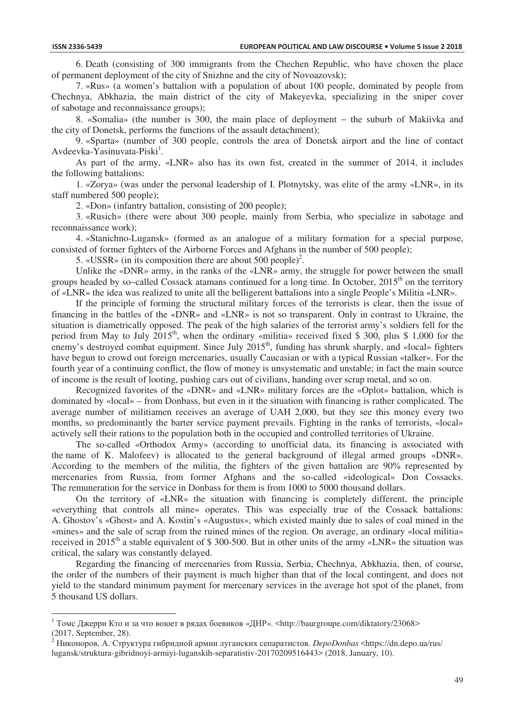6. Death (consisting of 300 immigrants from the Chechen Republic, who have chosen the place of permanent deployment of the city of Snizhne and the city of Novoazovsk);

7. «Rus» (a women's battalion with a population of about 100 people, dominated by people from Chechnya, Abkhazia, the main district of the city of Makeyevka, specializing in the sniper cover of sabotage and reconnaissance groups);

8. «Somalia» (the number is 300, the main place of deployment – the suburb of Makiivka and the city of Donetsk, performs the functions of the assault detachment);

9. «Sparta» (number of 300 people, controls the area of Donetsk airport and the line of contact Avdeevka-Yasinuvata-Piski[1].

As part of the army, «LNR» also has its own fist, created in the summer of 2014, it includes the following battalions:

1. «Zorya» (was under the personal leadership of I. Plotnytsky, was elite of the army «LNR», in its staff numbered 500 people);

2. «Don» (infantry battalion, consisting of 200 people);

3. «Rusich» (there were about 300 people, mainly from Serbia, who specialize in sabotage and reconnaissance work);

4. «Stanichno-Lugansk» (formed as an analogue of a military formation for a special purpose, consisted of former fighters of the Airborne Forces and Afghans in the number of 500 people);

5. «USSR» (in its composition there are about 500 people)[2].

Unlike the «DNR» army, in the ranks of the «LNR» army, the struggle for power between the small groups headed by so–called Cossack atamans continued for a long time. In October, 2015th on the territory of «LNR» the idea was realized to unite all the belligerent battalions into a single People's Militia «LNR».

If the principle of forming the structural military forces of the terrorists is clear, then the issue of financing in the battles of the «DNR» and «LNR» is not so transparent. Only in contrast to Ukraine, the situation is diametrically opposed. The peak of the high salaries of the terrorist army's soldiers fell for the period from May to July 2015th, when the ordinary «militia» received fixed $ 300, plus $ 1,000 for the enemy's destroyed combat equipment. Since July 2015th, funding has shrunk sharply, and «local» fighters have begun to crowd out foreign mercenaries, usually Caucasian or with a typical Russian «talker». For the fourth year of a continuing conflict, the flow of money is unsystematic and unstable; in fact the main source of income is the result of looting, pushing cars out of civilians, handing over scrap metal, and so on.

Recognized favorites of the «DNR» and «LNR» military forces are the «Oplot» battalion, which is dominated by «local» – from Donbass, but even in it the situation with financing is rather complicated. The average number of militiamen receives an average of UAH 2,000, but they see this money every two months, so predominantly the barter service payment prevails. Fighting in the ranks of terrorists, «local» actively sell their rations to the population both in the occupied and controlled territories of Ukraine.

The so-called «Orthodox Army» (according to unofficial data, its financing is associated with the name of K. Malofeev) is allocated to the general background of illegal armed groups «DNR». According to the members of the militia, the fighters of the given battalion are 90% represented by mercenaries from Russia, from former Afghans and the so-called «ideological» Don Cossacks. The remuneration for the service in Donbass for them is from 1000 to 5000 thousand dollars.

On the territory of «LNR» the situation with financing is completely different, the principle «everything that controls all mine» operates. This was especially true of the Cossack battalions: A. Ghostov's «Ghost» and A. Kostin's «Augustus», which existed mainly due to sales of coal mined in the «mines» and the sale of scrap from the ruined mines of the region. On average, an ordinary «local militia» received in 2015th a stable equivalent of $ 300-500. But in other units of the army «LNR» the situation was critical, the salary was constantly delayed.

Regarding the financing of mercenaries from Russia, Serbia, Chechnya, Abkhazia, then, of course, the order of the numbers of their payment is much higher than that of the local contingent, and does not yield to the standard minimum payment for mercenary services in the average hot spot of the planet, from 5 thousand US dollars.

---

[1] Томс Джерри Кто и за что воюет в рядах боевиков «ДНР». <http://baurgroupe.com/diktatory/23068> (2017, September, 28).

[2] Никоноров, А. Структура гибридной армии луганских сепаратистов. *DepoDonbas* <https://dn.depo.ua/rus/lugansk/struktura-gibridnoyi-armiyi-luganskih-separatistiv-20170209516443> (2018, January, 10).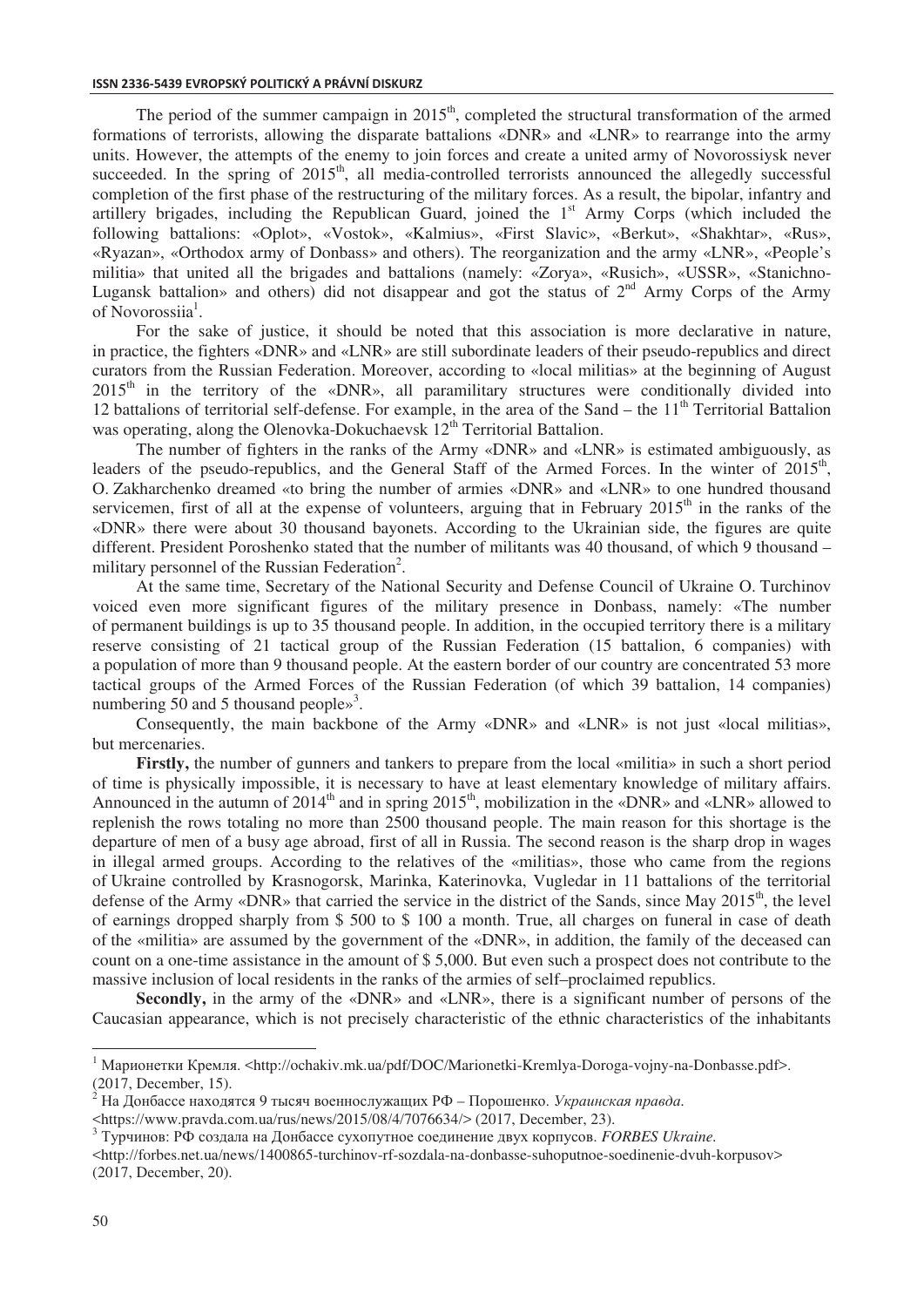The period of the summer campaign in 2015[th], completed the structural transformation of the armed formations of terrorists, allowing the disparate battalions «DNR» and «LNR» to rearrange into the army units. However, the attempts of the enemy to join forces and create a united army of Novorossiysk never succeeded. In the spring of 2015[th], all media-controlled terrorists announced the allegedly successful completion of the first phase of the restructuring of the military forces. As a result, the bipolar, infantry and artillery brigades, including the Republican Guard, joined the 1[st] Army Corps (which included the following battalions: «Oplot», «Vostok», «Kalmius», «First Slavic», «Berkut», «Shakhtar», «Rus», «Ryazan», «Orthodox army of Donbass» and others). The reorganization and the army «LNR», «People's militia» that united all the brigades and battalions (namely: «Zorya», «Rusich», «USSR», «Stanichno-Lugansk battalion» and others) did not disappear and got the status of 2[nd] Army Corps of the Army of Novorossiia[1].

For the sake of justice, it should be noted that this association is more declarative in nature, in practice, the fighters «DNR» and «LNR» are still subordinate leaders of their pseudo-republics and direct curators from the Russian Federation. Moreover, according to «local militias» at the beginning of August 2015[th] in the territory of the «DNR», all paramilitary structures were conditionally divided into 12 battalions of territorial self-defense. For example, in the area of the Sand – the 11[th] Territorial Battalion was operating, along the Olenovka-Dokuchaevsk 12[th] Territorial Battalion.

The number of fighters in the ranks of the Army «DNR» and «LNR» is estimated ambiguously, as leaders of the pseudo-republics, and the General Staff of the Armed Forces. In the winter of 2015[th], O. Zakharchenko dreamed «to bring the number of armies «DNR» and «LNR» to one hundred thousand servicemen, first of all at the expense of volunteers, arguing that in February 2015[th] in the ranks of the «DNR» there were about 30 thousand bayonets. According to the Ukrainian side, the figures are quite different. President Poroshenko stated that the number of militants was 40 thousand, of which 9 thousand – military personnel of the Russian Federation[2].

At the same time, Secretary of the National Security and Defense Council of Ukraine O. Turchinov voiced even more significant figures of the military presence in Donbass, namely: «The number of permanent buildings is up to 35 thousand people. In addition, in the occupied territory there is a military reserve consisting of 21 tactical group of the Russian Federation (15 battalion, 6 companies) with a population of more than 9 thousand people. At the eastern border of our country are concentrated 53 more tactical groups of the Armed Forces of the Russian Federation (of which 39 battalion, 14 companies) numbering 50 and 5 thousand people»[3].

Consequently, the main backbone of the Army «DNR» and «LNR» is not just «local militias», but mercenaries.

**Firstly,** the number of gunners and tankers to prepare from the local «militia» in such a short period of time is physically impossible, it is necessary to have at least elementary knowledge of military affairs. Announced in the autumn of 2014[th] and in spring 2015[th], mobilization in the «DNR» and «LNR» allowed to replenish the rows totaling no more than 2500 thousand people. The main reason for this shortage is the departure of men of a busy age abroad, first of all in Russia. The second reason is the sharp drop in wages in illegal armed groups. According to the relatives of the «militias», those who came from the regions of Ukraine controlled by Krasnogorsk, Marinka, Katerinovka, Vugledar in 11 battalions of the territorial defense of the Army «DNR» that carried the service in the district of the Sands, since May 2015[th], the level of earnings dropped sharply from $ 500 to $ 100 a month. True, all charges on funeral in case of death of the «militia» are assumed by the government of the «DNR», in addition, the family of the deceased can count on a one-time assistance in the amount of $ 5,000. But even such a prospect does not contribute to the massive inclusion of local residents in the ranks of the armies of self–proclaimed republics.

**Secondly,** in the army of the «DNR» and «LNR», there is a significant number of persons of the Caucasian appearance, which is not precisely characteristic of the ethnic characteristics of the inhabitants

---

[1] Марионетки Кремля. <http://ochakiv.mk.ua/pdf/DOC/Marionetki-Kremlya-Doroga-vojny-na-Donbasse.pdf>. (2017, December, 15).

[2] На Донбассе находятся 9 тысяч военнослужащих РФ – Порошенко. *Украинская правда*. <https://www.pravda.com.ua/rus/news/2015/08/4/7076634/> (2017, December, 23).

[3] Турчинов: РФ создала на Донбассе сухопутное соединение двух корпусов. *FORBES Ukraine*. <http://forbes.net.ua/news/1400865-turchinov-rf-sozdala-na-donbasse-suhoputnoe-soedinenie-dvuh-korpusov> (2017, December, 20).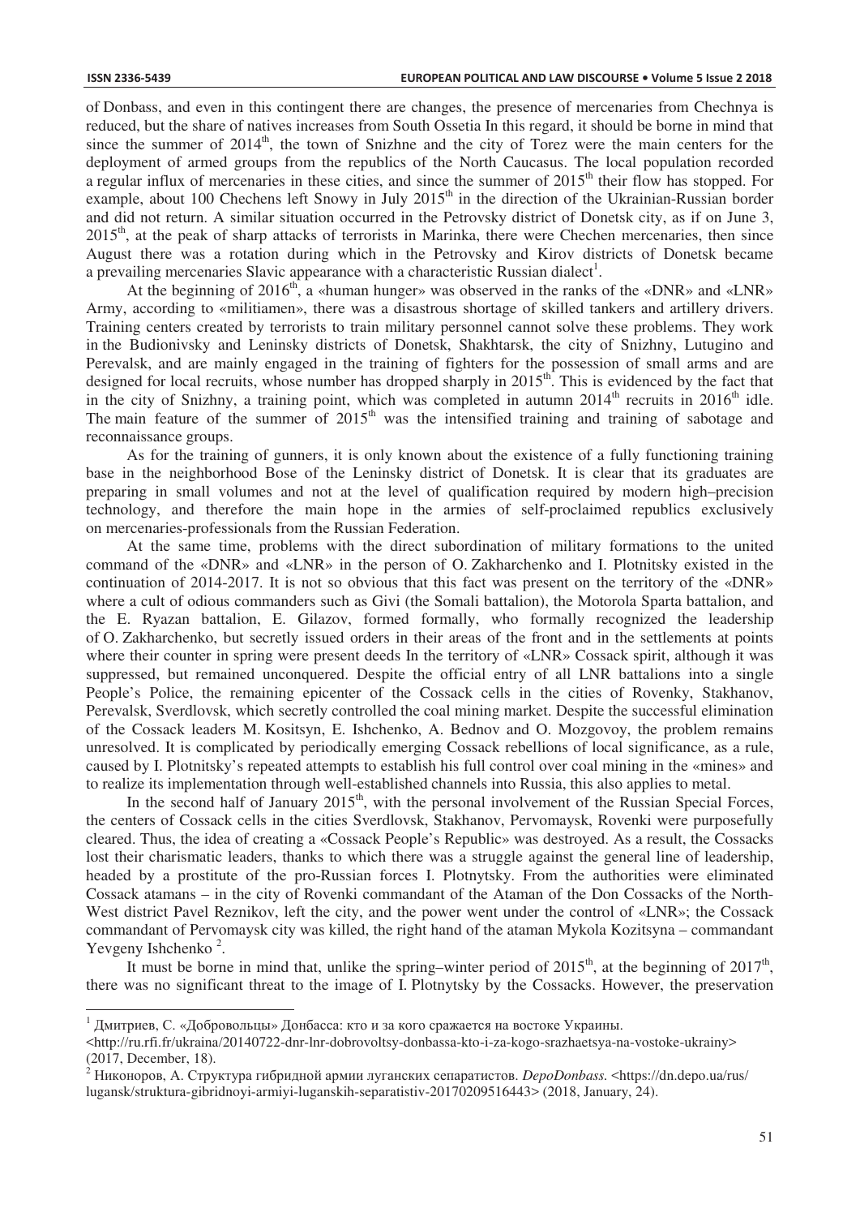of Donbass, and even in this contingent there are changes, the presence of mercenaries from Chechnya is reduced, but the share of natives increases from South Ossetia In this regard, it should be borne in mind that since the summer of 2014th, the town of Snizhne and the city of Torez were the main centers for the deployment of armed groups from the republics of the North Caucasus. The local population recorded a regular influx of mercenaries in these cities, and since the summer of 2015th their flow has stopped. For example, about 100 Chechens left Snowy in July 2015th in the direction of the Ukrainian-Russian border and did not return. A similar situation occurred in the Petrovsky district of Donetsk city, as if on June 3, 2015th, at the peak of sharp attacks of terrorists in Marinka, there were Chechen mercenaries, then since August there was a rotation during which in the Petrovsky and Kirov districts of Donetsk became a prevailing mercenaries Slavic appearance with a characteristic Russian dialect[1].

At the beginning of 2016th, a «human hunger» was observed in the ranks of the «DNR» and «LNR» Army, according to «militiamen», there was a disastrous shortage of skilled tankers and artillery drivers. Training centers created by terrorists to train military personnel cannot solve these problems. They work in the Budionivsky and Leninsky districts of Donetsk, Shakhtarsk, the city of Snizhny, Lutugino and Perevalsk, and are mainly engaged in the training of fighters for the possession of small arms and are designed for local recruits, whose number has dropped sharply in 2015th. This is evidenced by the fact that in the city of Snizhny, a training point, which was completed in autumn 2014th recruits in 2016th idle. The main feature of the summer of 2015th was the intensified training and training of sabotage and reconnaissance groups.

As for the training of gunners, it is only known about the existence of a fully functioning training base in the neighborhood Bose of the Leninsky district of Donetsk. It is clear that its graduates are preparing in small volumes and not at the level of qualification required by modern high–precision technology, and therefore the main hope in the armies of self-proclaimed republics exclusively on mercenaries-professionals from the Russian Federation.

At the same time, problems with the direct subordination of military formations to the united command of the «DNR» and «LNR» in the person of O. Zakharchenko and I. Plotnitsky existed in the continuation of 2014-2017. It is not so obvious that this fact was present on the territory of the «DNR» where a cult of odious commanders such as Givi (the Somali battalion), the Motorola Sparta battalion, and the E. Ryazan battalion, E. Gilazov, formed formally, who formally recognized the leadership of O. Zakharchenko, but secretly issued orders in their areas of the front and in the settlements at points where their counter in spring were present deeds In the territory of «LNR» Cossack spirit, although it was suppressed, but remained unconquered. Despite the official entry of all LNR battalions into a single People's Police, the remaining epicenter of the Cossack cells in the cities of Rovenky, Stakhanov, Perevalsk, Sverdlovsk, which secretly controlled the coal mining market. Despite the successful elimination of the Cossack leaders M. Kositsyn, E. Ishchenko, A. Bednov and O. Mozgovoy, the problem remains unresolved. It is complicated by periodically emerging Cossack rebellions of local significance, as a rule, caused by I. Plotnitsky's repeated attempts to establish his full control over coal mining in the «mines» and to realize its implementation through well-established channels into Russia, this also applies to metal.

In the second half of January 2015th, with the personal involvement of the Russian Special Forces, the centers of Cossack cells in the cities Sverdlovsk, Stakhanov, Pervomaysk, Rovenki were purposefully cleared. Thus, the idea of creating a «Cossack People's Republic» was destroyed. As a result, the Cossacks lost their charismatic leaders, thanks to which there was a struggle against the general line of leadership, headed by a prostitute of the pro-Russian forces I. Plotnytsky. From the authorities were eliminated Cossack atamans – in the city of Rovenki commandant of the Ataman of the Don Cossacks of the North-West district Pavel Reznikov, left the city, and the power went under the control of «LNR»; the Cossack commandant of Pervomaysk city was killed, the right hand of the ataman Mykola Kozitsyna – commandant Yevgeny Ishchenko [2].

It must be borne in mind that, unlike the spring–winter period of 2015th, at the beginning of 2017th, there was no significant threat to the image of I. Plotnytsky by the Cossacks. However, the preservation

---

[1] Дмитриев, С. «Добровольцы» Донбасса: кто и за кого сражается на востоке Украины. <http://ru.rfi.fr/ukraina/20140722-dnr-lnr-dobrovoltsy-donbassa-kto-i-za-kogo-srazhaetsya-na-vostoke-ukrainy> (2017, December, 18).

[2] Никоноров, А. Структура гибридной армии луганских сепаратистов. *DepoDonbass.* <https://dn.depo.ua/rus/lugansk/struktura-gibridnoyi-armiyi-luganskih-separatistiv-20170209516443> (2018, January, 24).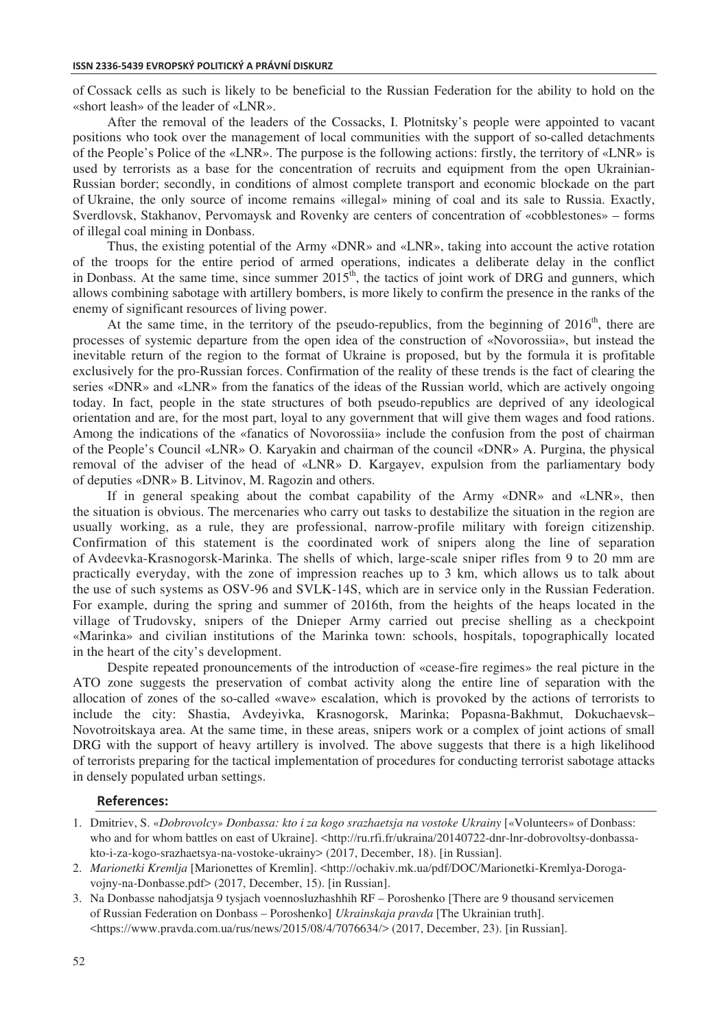of Cossack cells as such is likely to be beneficial to the Russian Federation for the ability to hold on the «short leash» of the leader of «LNR».

After the removal of the leaders of the Cossacks, I. Plotnitsky's people were appointed to vacant positions who took over the management of local communities with the support of so-called detachments of the People's Police of the «LNR». The purpose is the following actions: firstly, the territory of «LNR» is used by terrorists as a base for the concentration of recruits and equipment from the open Ukrainian-Russian border; secondly, in conditions of almost complete transport and economic blockade on the part of Ukraine, the only source of income remains «illegal» mining of coal and its sale to Russia. Exactly, Sverdlovsk, Stakhanov, Pervomaysk and Rovenky are centers of concentration of «cobblestones» – forms of illegal coal mining in Donbass.

Thus, the existing potential of the Army «DNR» and «LNR», taking into account the active rotation of the troops for the entire period of armed operations, indicates a deliberate delay in the conflict in Donbass. At the same time, since summer 2015th, the tactics of joint work of DRG and gunners, which allows combining sabotage with artillery bombers, is more likely to confirm the presence in the ranks of the enemy of significant resources of living power.

At the same time, in the territory of the pseudo-republics, from the beginning of 2016th, there are processes of systemic departure from the open idea of the construction of «Novorossiia», but instead the inevitable return of the region to the format of Ukraine is proposed, but by the formula it is profitable exclusively for the pro-Russian forces. Confirmation of the reality of these trends is the fact of clearing the series «DNR» and «LNR» from the fanatics of the ideas of the Russian world, which are actively ongoing today. In fact, people in the state structures of both pseudo-republics are deprived of any ideological orientation and are, for the most part, loyal to any government that will give them wages and food rations. Among the indications of the «fanatics of Novorossiia» include the confusion from the post of chairman of the People's Council «LNR» O. Karyakin and chairman of the council «DNR» A. Purgina, the physical removal of the adviser of the head of «LNR» D. Kargayev, expulsion from the parliamentary body of deputies «DNR» B. Litvinov, M. Ragozin and others.

If in general speaking about the combat capability of the Army «DNR» and «LNR», then the situation is obvious. The mercenaries who carry out tasks to destabilize the situation in the region are usually working, as a rule, they are professional, narrow-profile military with foreign citizenship. Confirmation of this statement is the coordinated work of snipers along the line of separation of Avdeevka-Krasnogorsk-Marinka. The shells of which, large-scale sniper rifles from 9 to 20 mm are practically everyday, with the zone of impression reaches up to 3 km, which allows us to talk about the use of such systems as OSV-96 and SVLK-14S, which are in service only in the Russian Federation. For example, during the spring and summer of 2016th, from the heights of the heaps located in the village of Trudovsky, snipers of the Dnieper Army carried out precise shelling as a checkpoint «Marinka» and civilian institutions of the Marinka town: schools, hospitals, topographically located in the heart of the city's development.

Despite repeated pronouncements of the introduction of «cease-fire regimes» the real picture in the ATO zone suggests the preservation of combat activity along the entire line of separation with the allocation of zones of the so-called «wave» escalation, which is provoked by the actions of terrorists to include the city: Shastia, Avdeyivka, Krasnogorsk, Marinka; Popasna-Bakhmut, Dokuchaevsk–Novotroitskaya area. At the same time, in these areas, snipers work or a complex of joint actions of small DRG with the support of heavy artillery is involved. The above suggests that there is a high likelihood of terrorists preparing for the tactical implementation of procedures for conducting terrorist sabotage attacks in densely populated urban settings.

## References:

1. Dmitriev, S. *«Dobrovolcy» Donbassa: kto i za kogo srazhaetsja na vostoke Ukrainy* [«Volunteers» of Donbass: who and for whom battles on east of Ukraine]. <http://ru.rfi.fr/ukraina/20140722-dnr-lnr-dobrovoltsy-donbassa-kto-i-za-kogo-srazhaetsya-na-vostoke-ukrainy> (2017, December, 18). [in Russian].
2. *Marionetki Kremlja* [Marionettes of Kremlin]. <http://ochakiv.mk.ua/pdf/DOC/Marionetki-Kremlya-Doroga-vojny-na-Donbasse.pdf> (2017, December, 15). [in Russian].
3. Na Donbasse nahodjatsja 9 tysjach voennosluzhashhih RF – Poroshenko [There are 9 thousand servicemen of Russian Federation on Donbass – Poroshenko] *Ukrainskaja pravda* [The Ukrainian truth]. <https://www.pravda.com.ua/rus/news/2015/08/4/7076634/> (2017, December, 23). [in Russian].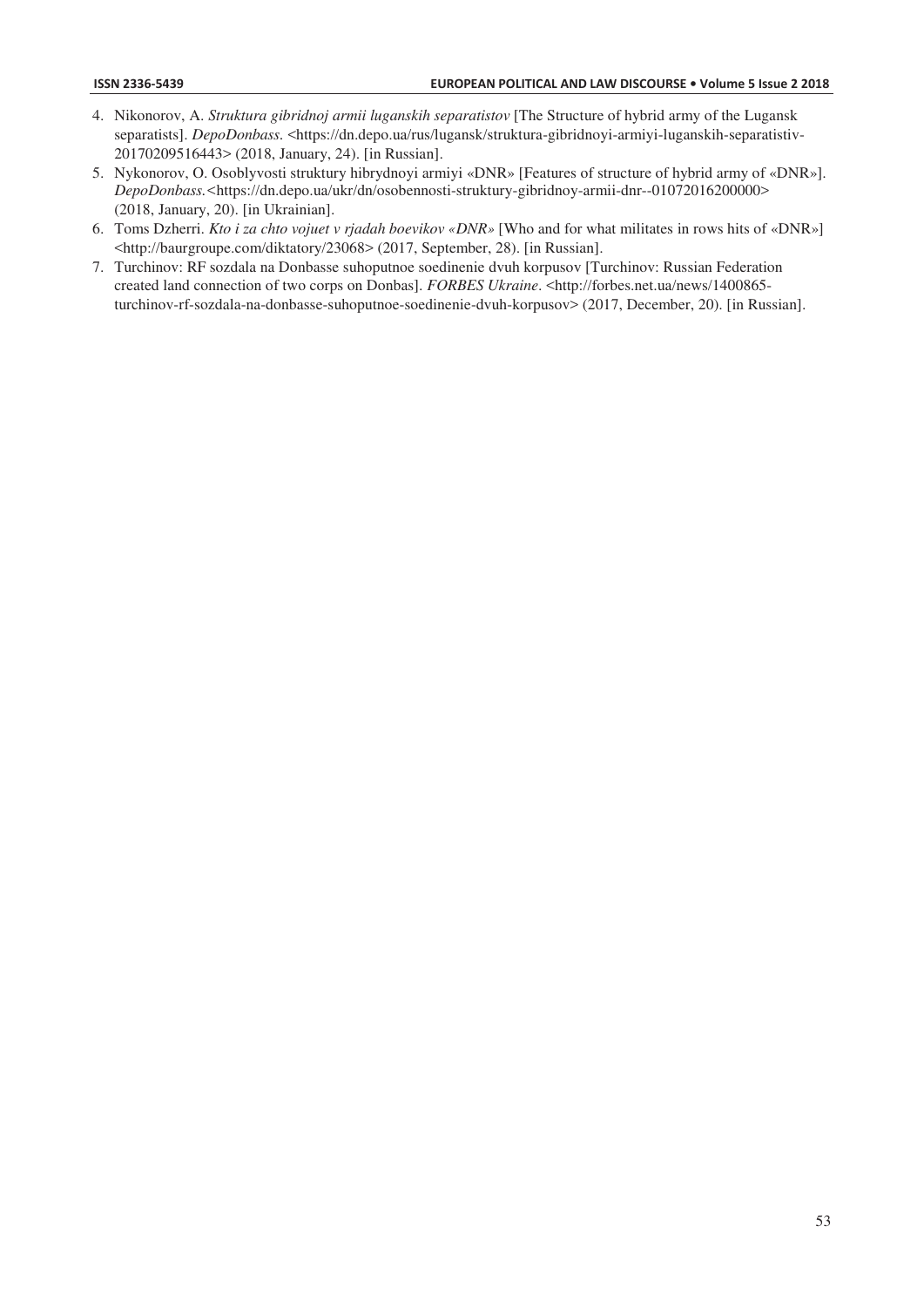4. Nikonorov, A. *Struktura gibridnoj armii luganskih separatistov* [The Structure of hybrid army of the Lugansk separatists]. *DepoDonbass*. <https://dn.depo.ua/rus/lugansk/struktura-gibridnoyi-armiyi-luganskih-separatistiv-20170209516443> (2018, January, 24). [in Russian].
5. Nykonorov, O. Osoblyvosti struktury hibrydnoyi armiyi «DNR» [Features of structure of hybrid army of «DNR»]. *DepoDonbass*.<https://dn.depo.ua/ukr/dn/osobennosti-struktury-gibridnoy-armii-dnr--01072016200000> (2018, January, 20). [in Ukrainian].
6. Toms Dzherri. *Kto i za chto vojuet v rjadah boevikov «DNR»* [Who and for what militates in rows hits of «DNR»] <http://baurgroupe.com/diktatory/23068> (2017, September, 28). [in Russian].
7. Turchinov: RF sozdala na Donbasse suhoputnoe soedinenie dvuh korpusov [Turchinov: Russian Federation created land connection of two corps on Donbas]. *FORBES Ukraine*. <http://forbes.net.ua/news/1400865-turchinov-rf-sozdala-na-donbasse-suhoputnoe-soedinenie-dvuh-korpusov> (2017, December, 20). [in Russian].